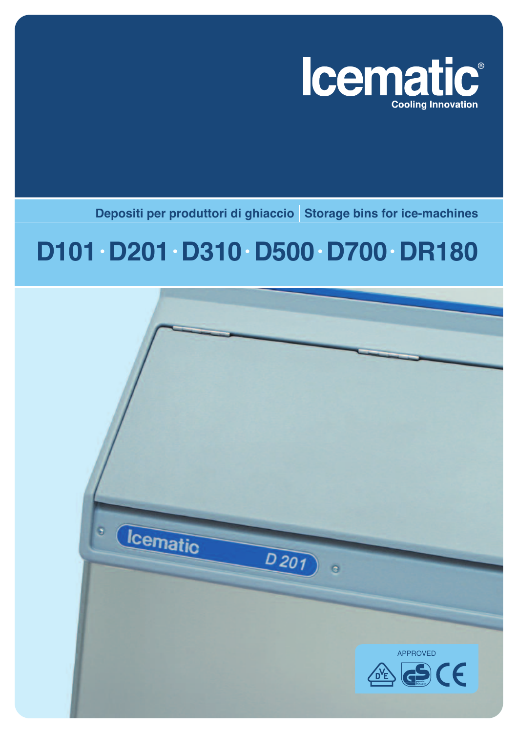Icematic®

Cooling Innovation

Depositi per produttori di ghiaccio | Storage bins for ice-machines

# D101 · D201 · D310 · D500 · D700 · DR180

APPROVED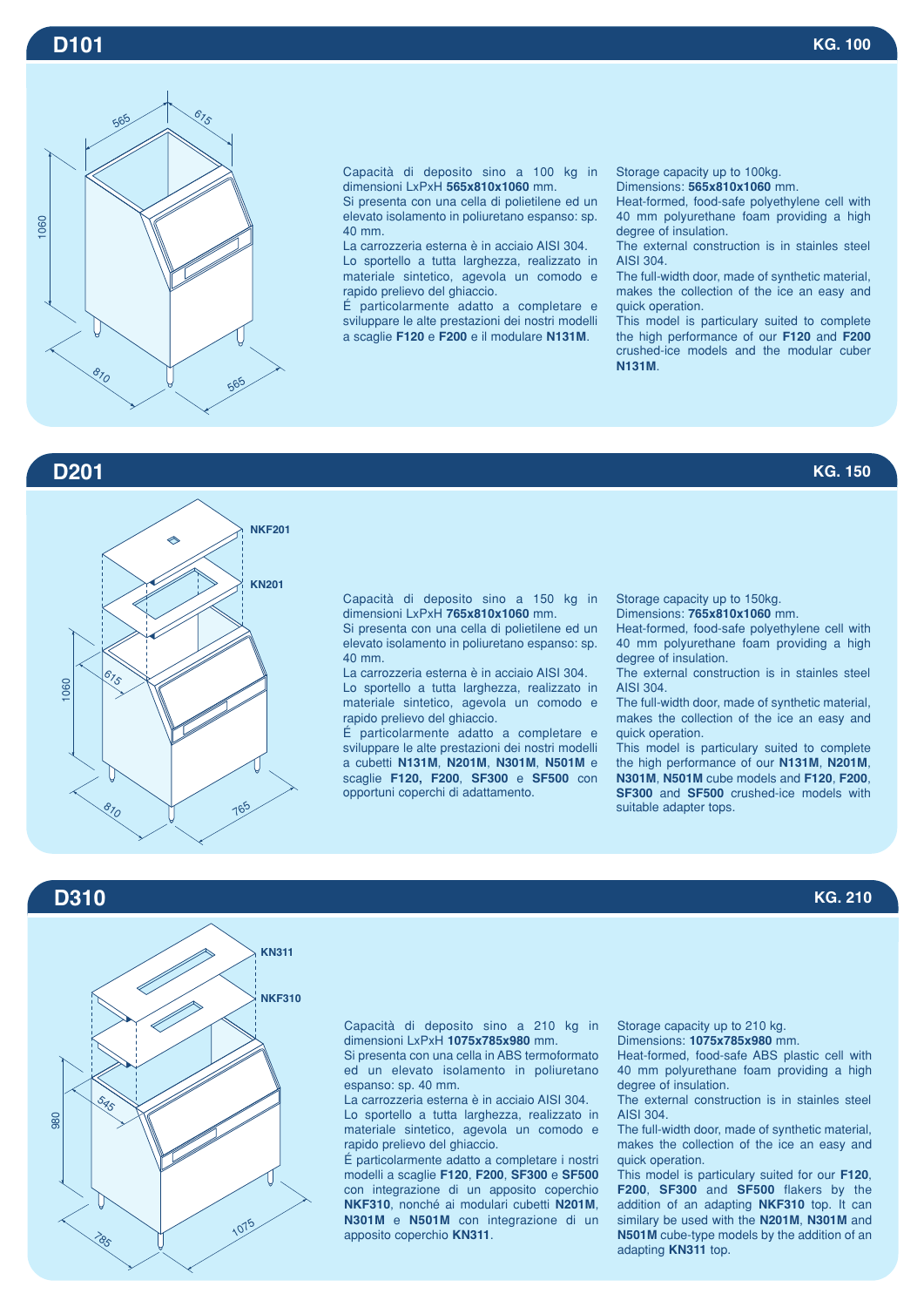## D101

**KG. 100**

Capacità di deposito sino a 100 kg in dimensioni LxPxH **565x810x1060** mm.
Si presenta con una cella di polietilene ed un elevato isolamento in poliuretano espanso: sp. 40 mm.
La carrozzeria esterna è in acciaio AISI 304.
Lo sportello a tutta larghezza, realizzato in materiale sintetico, agevola un comodo e rapido prelievo del ghiaccio.
É particolarmente adatto a completare e sviluppare le alte prestazioni dei nostri modelli a scaglie **F120** e **F200** e il modulare **N131M**.

Storage capacity up to 100kg.
Dimensions: **565x810x1060** mm.
Heat-formed, food-safe polyethylene cell with 40 mm polyurethane foam providing a high degree of insulation.
The external construction is in stainles steel AISI 304.
The full-width door, made of synthetic material, makes the collection of the ice an easy and quick operation.
This model is particulary suited to complete the high performance of our **F120** and **F200** crushed-ice models and the modular cuber **N131M**.

## D201

**KG. 150**

NKF201

KN201

Capacità di deposito sino a 150 kg in dimensioni LxPxH **765x810x1060** mm.
Si presenta con una cella di polietilene ed un elevato isolamento in poliuretano espanso: sp. 40 mm.
La carrozzeria esterna è in acciaio AISI 304.
Lo sportello a tutta larghezza, realizzato in materiale sintetico, agevola un comodo e rapido prelievo del ghiaccio.
É particolarmente adatto a completare e sviluppare le alte prestazioni dei nostri modelli a cubetti **N131M**, **N201M**, **N301M**, **N501M** e scaglie **F120, F200**, **SF300** e **SF500** con opportuni coperchi di adattamento.

Storage capacity up to 150kg.
Dimensions: **765x810x1060** mm.
Heat-formed, food-safe polyethylene cell with 40 mm polyurethane foam providing a high degree of insulation.
The external construction is in stainles steel AISI 304.
The full-width door, made of synthetic material, makes the collection of the ice an easy and quick operation.
This model is particulary suited to complete the high performance of our **N131M**, **N201M**, **N301M**, **N501M** cube models and **F120**, **F200**, **SF300** and **SF500** crushed-ice models with suitable adapter tops.

## D310

**KG. 210**

KN311

NKF310

Capacità di deposito sino a 210 kg in dimensioni LxPxH **1075x785x980** mm.
Si presenta con una cella in ABS termoformato ed un elevato isolamento in poliuretano espanso: sp. 40 mm.
La carrozzeria esterna è in acciaio AISI 304.
Lo sportello a tutta larghezza, realizzato in materiale sintetico, agevola un comodo e rapido prelievo del ghiaccio.
É particolarmente adatto a completare i nostri modelli a scaglie **F120**, **F200**, **SF300** e **SF500** con integrazione di un apposito coperchio **NKF310**, nonché ai modulari cubetti **N201M**, **N301M** e **N501M** con integrazione di un apposito coperchio **KN311**.

Storage capacity up to 210 kg.
Dimensions: **1075x785x980** mm.
Heat-formed, food-safe ABS plastic cell with 40 mm polyurethane foam providing a high degree of insulation.
The external construction is in stainles steel AISI 304.
The full-width door, made of synthetic material, makes the collection of the ice an easy and quick operation.
This model is particulary suited for our **F120**, **F200**, **SF300** and **SF500** flakers by the addition of an adapting **NKF310** top. It can similary be used with the **N201M**, **N301M** and **N501M** cube-type models by the addition of an adapting **KN311** top.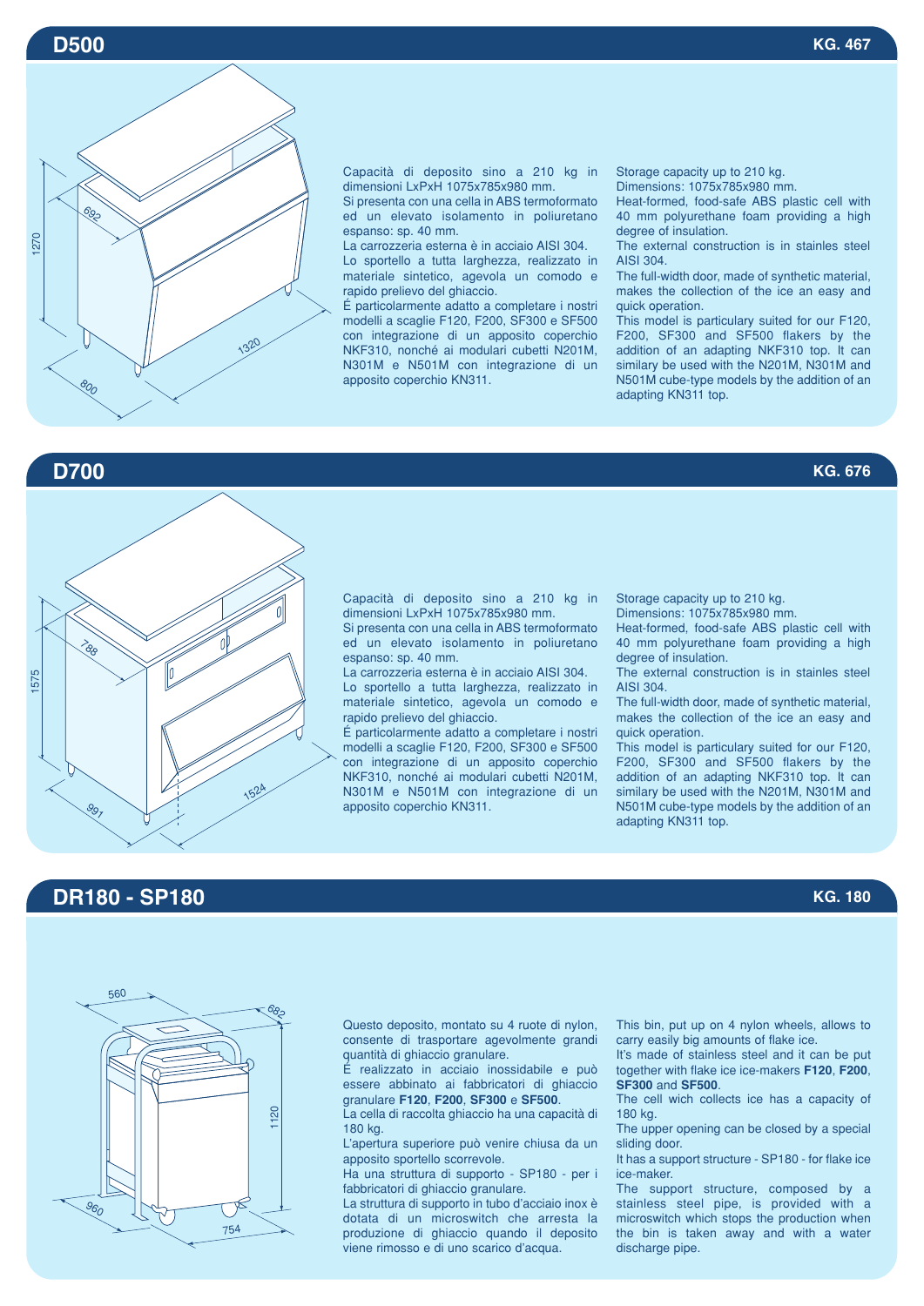## D500

**KG. 467**

1270

692

1320

800

Capacità di deposito sino a 210 kg in dimensioni LxPxH 1075x785x980 mm.
Si presenta con una cella in ABS termoformato ed un elevato isolamento in poliuretano espanso: sp. 40 mm.
La carrozzeria esterna è in acciaio AISI 304.
Lo sportello a tutta larghezza, realizzato in materiale sintetico, agevola un comodo e rapido prelievo del ghiaccio.
É particolarmente adatto a completare i nostri modelli a scaglie F120, F200, SF300 e SF500 con integrazione di un apposito coperchio NKF310, nonché ai modulari cubetti N201M, N301M e N501M con integrazione di un apposito coperchio KN311.

Storage capacity up to 210 kg.
Dimensions: 1075x785x980 mm.
Heat-formed, food-safe ABS plastic cell with 40 mm polyurethane foam providing a high degree of insulation.
The external construction is in stainles steel AISI 304.
The full-width door, made of synthetic material, makes the collection of the ice an easy and quick operation.
This model is particulary suited for our F120, F200, SF300 and SF500 flakers by the addition of an adapting NKF310 top. It can similary be used with the N201M, N301M and N501M cube-type models by the addition of an adapting KN311 top.

## D700

**KG. 676**

1575

788

1524

991

Capacità di deposito sino a 210 kg in dimensioni LxPxH 1075x785x980 mm.
Si presenta con una cella in ABS termoformato ed un elevato isolamento in poliuretano espanso: sp. 40 mm.
La carrozzeria esterna è in acciaio AISI 304.
Lo sportello a tutta larghezza, realizzato in materiale sintetico, agevola un comodo e rapido prelievo del ghiaccio.
É particolarmente adatto a completare i nostri modelli a scaglie F120, F200, SF300 e SF500 con integrazione di un apposito coperchio NKF310, nonché ai modulari cubetti N201M, N301M e N501M con integrazione di un apposito coperchio KN311.

Storage capacity up to 210 kg.
Dimensions: 1075x785x980 mm.
Heat-formed, food-safe ABS plastic cell with 40 mm polyurethane foam providing a high degree of insulation.
The external construction is in stainles steel AISI 304.
The full-width door, made of synthetic material, makes the collection of the ice an easy and quick operation.
This model is particulary suited for our F120, F200, SF300 and SF500 flakers by the addition of an adapting NKF310 top. It can similary be used with the N201M, N301M and N501M cube-type models by the addition of an adapting KN311 top.

## DR180 - SP180

**KG. 180**

560

682

1120

960

754

Questo deposito, montato su 4 ruote di nylon, consente di trasportare agevolmente grandi quantità di ghiaccio granulare.
É realizzato in acciaio inossidabile e può essere abbinato ai fabbricatori di ghiaccio granulare **F120**, **F200**, **SF300** e **SF500**.
La cella di raccolta ghiaccio ha una capacità di 180 kg.
L'apertura superiore può venire chiusa da un apposito sportello scorrevole.
Ha una struttura di supporto - SP180 - per i fabbricatori di ghiaccio granulare.
La struttura di supporto in tubo d'acciaio inox è dotata di un microswitch che arresta la produzione di ghiaccio quando il deposito viene rimosso e di uno scarico d'acqua.

This bin, put up on 4 nylon wheels, allows to carry easily big amounts of flake ice.
It's made of stainless steel and it can be put together with flake ice ice-makers **F120**, **F200**, **SF300** and **SF500**.
The cell wich collects ice has a capacity of 180 kg.
The upper opening can be closed by a special sliding door.
It has a support structure - SP180 - for flake ice ice-maker.
The support structure, composed by a stainless steel pipe, is provided with a microswitch which stops the production when the bin is taken away and with a water discharge pipe.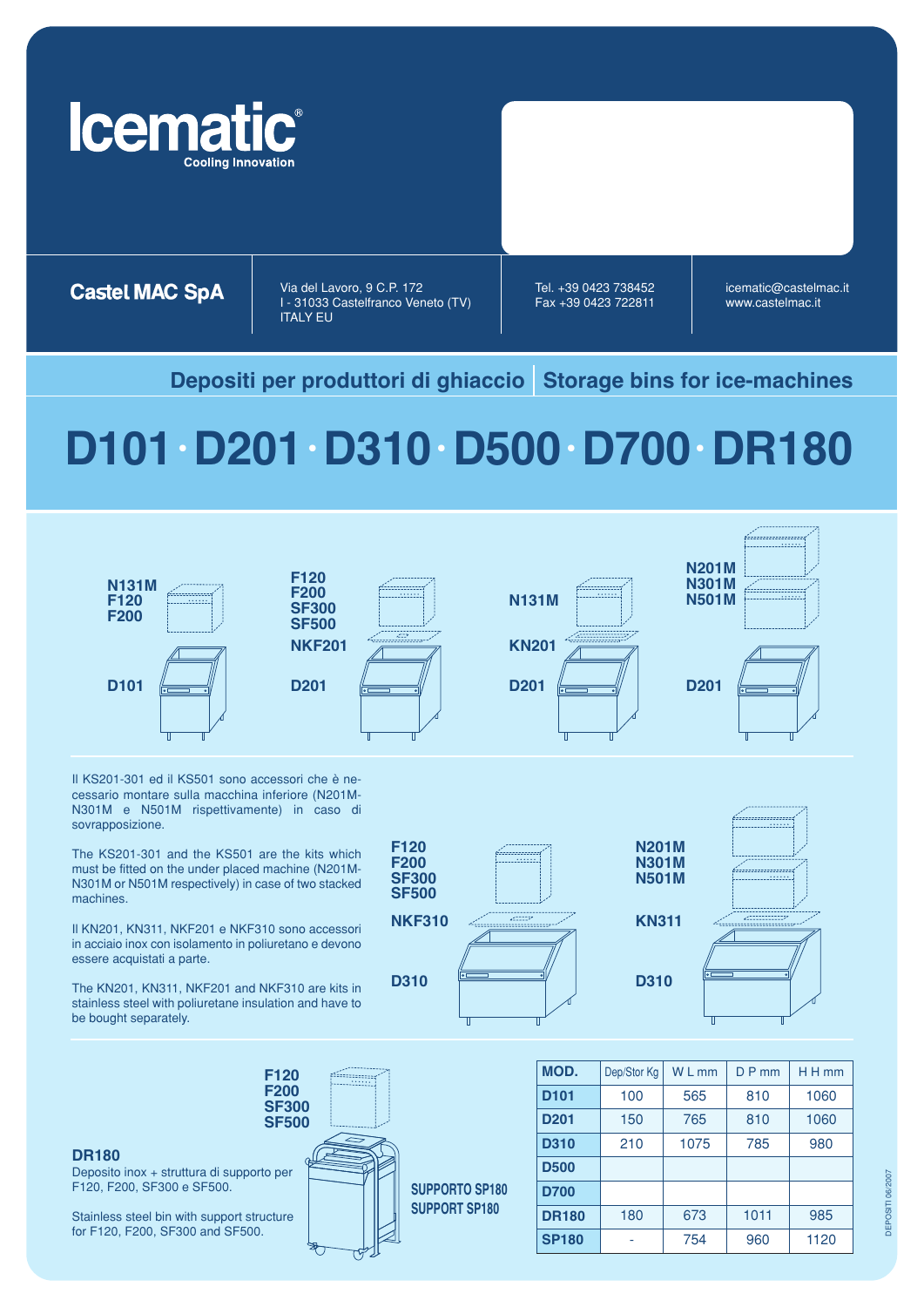# Icematic®

Cooling Innovation

**Castel MAC SpA**

Via del Lavoro, 9 C.P. 172
I - 31033 Castelfranco Veneto (TV)
ITALY EU

Tel. +39 0423 738452
Fax +39 0423 722811

icematic@castelmac.it
www.castelmac.it

## Depositi per produttori di ghiaccio | Storage bins for ice-machines

# D101 · D201 · D310 · D500 · D700 · DR180

**N131M**
**F120**
**F200**

**D101**

**F120**
**F200**
**SF300**
**SF500**
**NKF201**

**D201**

**N131M**

**KN201**

**D201**

**N201M**
**N301M**
**N501M**

**D201**

Il KS201-301 ed il KS501 sono accessori che è necessario montare sulla macchina inferiore (N201M-N301M e N501M rispettivamente) in caso di sovrapposizione.

The KS201-301 and the KS501 are the kits which must be fitted on the under placed machine (N201M-N301M or N501M respectively) in case of two stacked machines.

Il KN201, KN311, NKF201 e NKF310 sono accessori in acciaio inox con isolamento in poliuretano e devono essere acquistati a parte.

The KN201, KN311, NKF201 and NKF310 are kits in stainless steel with poliuretane insulation and have to be bought separately.

**F120**
**F200**
**SF300**
**SF500**
**NKF310**

**D310**

**N201M**
**N301M**
**N501M**

**KN311**

**D310**

**F120**
**F200**
**SF300**
**SF500**

**DR180**
Deposito inox + struttura di supporto per F120, F200, SF300 e SF500.

Stainless steel bin with support structure for F120, F200, SF300 and SF500.

**SUPPORTO SP180**
**SUPPORT SP180**

| MOD. | Dep/Stor Kg | W L mm | D P mm | H H mm |
|---|---|---|---|---|
| D101 | 100 | 565 | 810 | 1060 |
| D201 | 150 | 765 | 810 | 1060 |
| D310 | 210 | 1075 | 785 | 980 |
| D500 | | | | |
| D700 | | | | |
| DR180 | 180 | 673 | 1011 | 985 |
| SP180 | - | 754 | 960 | 1120 |

DEPOSITI 06/2007